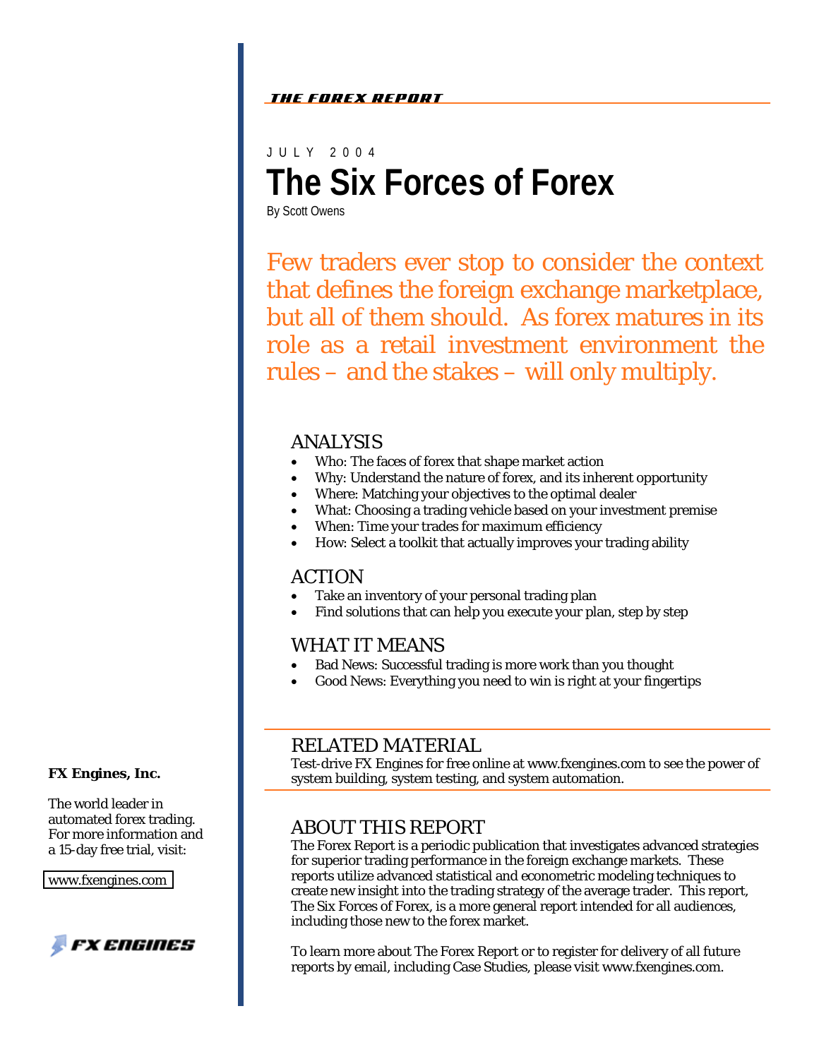THE FOREX REPORT

JULY 2004

# The Six Forces of Forex

By Scott Owens

Few traders ever stop to consider the context that defines the foreign exchange marketplace, but all of them should. As forex matures in its role as a retail investment environment the rules – and the stakes – will only multiply.

## ANALYSIS

- Who: The faces of forex that shape market action
- Why: Understand the nature of forex, and its inherent opportunity
- Where: Matching your objectives to the optimal dealer
- What: Choosing a trading vehicle based on your investment premise
- When: Time your trades for maximum efficiency
- How: Select a toolkit that actually improves your trading ability

## ACTION

- Take an inventory of your personal trading plan
- Find solutions that can help you execute your plan, step by step

## WHAT IT MEANS

- Bad News: Successful trading is more work than you thought
- Good News: Everything you need to win is right at your fingertips

## RELATED MATERIAL

Test-drive FX Engines for free online at www.fxengines.com to see the power of system building, system testing, and system automation.

## ABOUT THIS REPORT

The Forex Report is a periodic publication that investigates advanced strategies for superior trading performance in the foreign exchange markets. These reports utilize advanced statistical and econometric modeling techniques to create new insight into the trading strategy of the average trader. This report, The Six Forces of Forex, is a more general report intended for all audiences, including those new to the forex market.

To learn more about The Forex Report or to register for delivery of all future reports by email, including Case Studies, please visit www.fxengines.com.

**FX Engines, Inc.**

The world leader in automated forex trading. For more information and a 15-day free trial, visit:

www.fxengines.com

FX ENGINES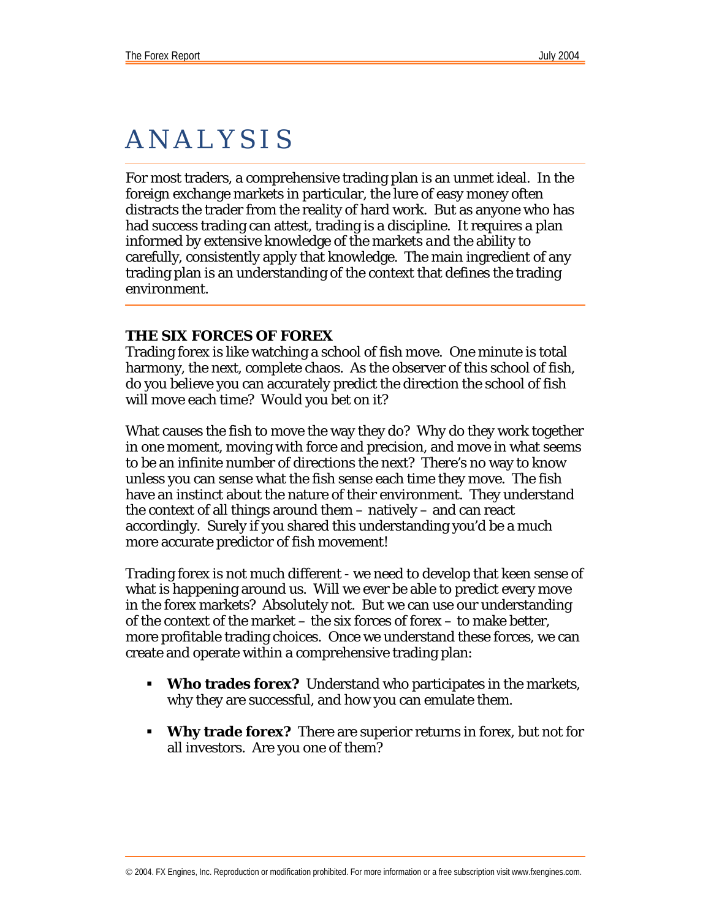# ANALYSIS

For most traders, a comprehensive trading plan is an unmet ideal. In the foreign exchange markets in particular, the lure of easy money often distracts the trader from the reality of hard work. But as anyone who has had success trading can attest, trading is a discipline. It requires a plan informed by extensive knowledge of the markets *and* the ability to carefully, consistently apply that knowledge. The main ingredient of any trading plan is an understanding of the context that defines the trading environment.

## THE SIX FORCES OF FOREX

Trading forex is like watching a school of fish move. One minute is total harmony, the next, complete chaos. As the observer of this school of fish, do you believe you can accurately predict the direction the school of fish will move each time? Would you bet on it?

What causes the fish to move the way they do? Why do they work together in one moment, moving with force and precision, and move in what seems to be an infinite number of directions the next? There's no way to know unless you can sense what the fish sense each time they move. The fish have an instinct about the nature of their environment. They understand the context of all things around them – natively – and can react accordingly. Surely if you shared this understanding you'd be a much more accurate predictor of fish movement!

Trading forex is not much different - we need to develop that keen sense of what is happening around us. Will we ever be able to predict every move in the forex markets? Absolutely not. But we can use our understanding of the context of the market – the six forces of forex – to make better, more profitable trading choices. Once we understand these forces, we can create and operate within a comprehensive trading plan:

- **Who trades forex?** Understand who participates in the markets, why they are successful, and how you can emulate them.
- **Why trade forex?** There are superior returns in forex, but not for all investors. Are you one of them?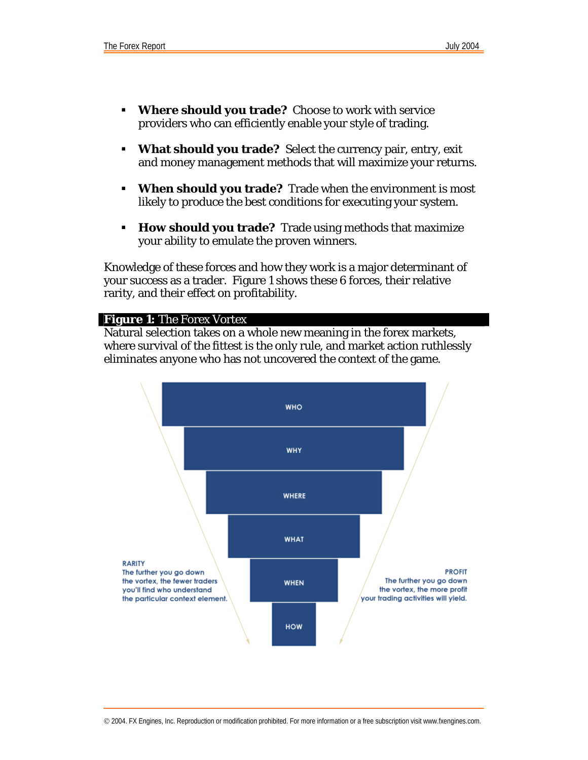- **Where should you trade?** Choose to work with service providers who can efficiently enable your style of trading.

- **What should you trade?** Select the currency pair, entry, exit and money management methods that will maximize your returns.

- **When should you trade?** Trade when the environment is most likely to produce the best conditions for executing your system.

- **How should you trade?** Trade using methods that maximize your ability to emulate the proven winners.

Knowledge of these forces and how they work is a major determinant of your success as a trader. Figure 1 shows these 6 forces, their relative rarity, and their effect on profitability.

**Figure 1:** The Forex Vortex

Natural selection takes on a whole new meaning in the forex markets, where survival of the fittest is the only rule, and market action ruthlessly eliminates anyone who has not uncovered the context of the game.

WHO

WHY

WHERE

WHAT

WHEN

HOW

RARITY
The further you go down the vortex, the fewer traders you'll find who understand the particular context element.

PROFIT
The further you go down the vortex, the more profit your trading activities will yield.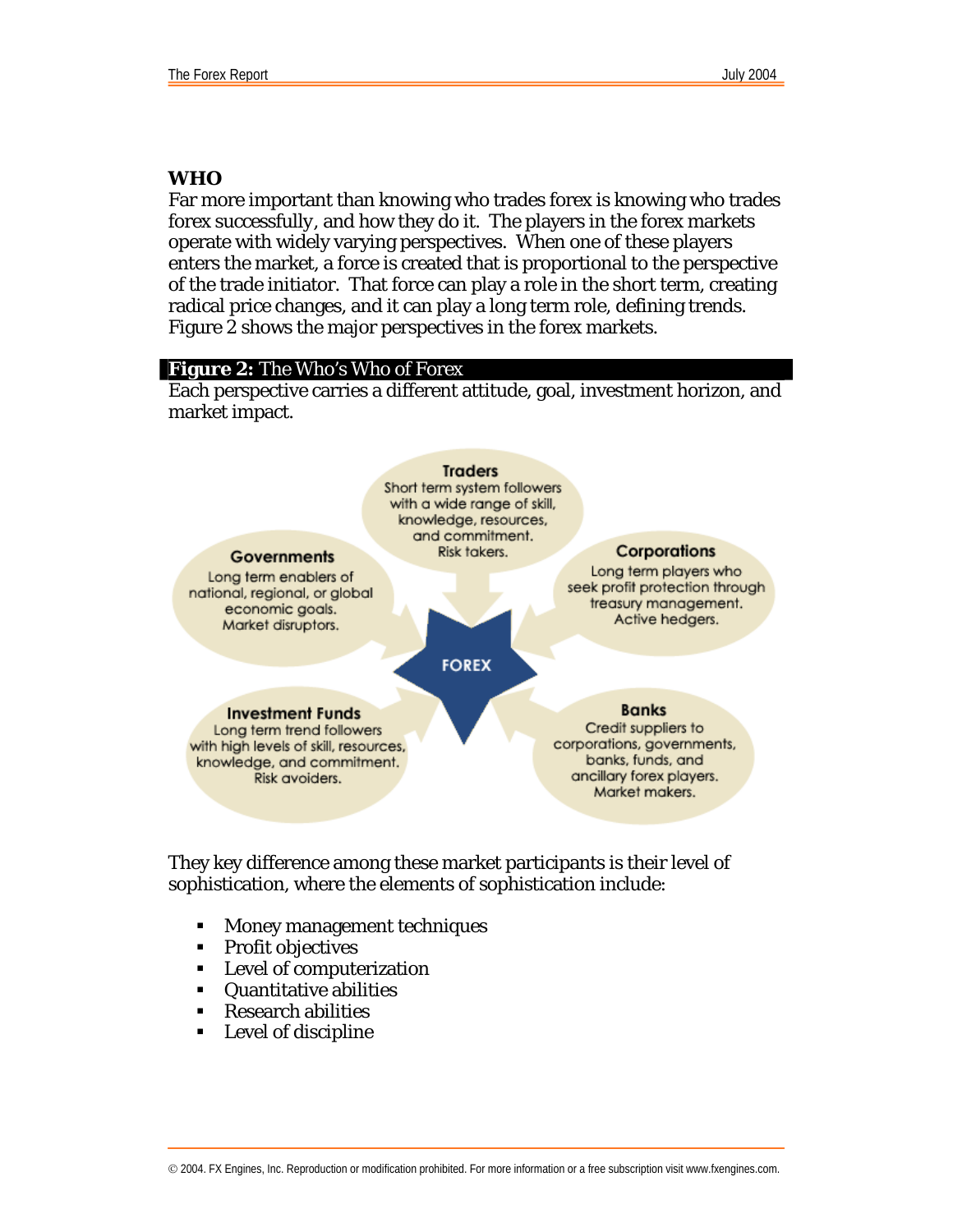## WHO

Far more important than knowing who trades forex is knowing who trades forex successfully, and how they do it. The players in the forex markets operate with widely varying perspectives. When one of these players enters the market, a force is created that is proportional to the perspective of the trade initiator. That force can play a role in the short term, creating radical price changes, and it can play a long term role, defining trends. Figure 2 shows the major perspectives in the forex markets.

**Figure 2:** The Who's Who of Forex

Each perspective carries a different attitude, goal, investment horizon, and market impact.

**Traders**
Short term system followers with a wide range of skill, knowledge, resources, and commitment. Risk takers.

**Governments**
Long term enablers of national, regional, or global economic goals. Market disruptors.

**Corporations**
Long term players who seek profit protection through treasury management. Active hedgers.

**FOREX**

**Investment Funds**
Long term trend followers with high levels of skill, resources, knowledge, and commitment. Risk avoiders.

**Banks**
Credit suppliers to corporations, governments, banks, funds, and ancillary forex players. Market makers.

They key difference among these market participants is their level of sophistication, where the elements of sophistication include:

- Money management techniques
- Profit objectives
- Level of computerization
- Quantitative abilities
- Research abilities
- Level of discipline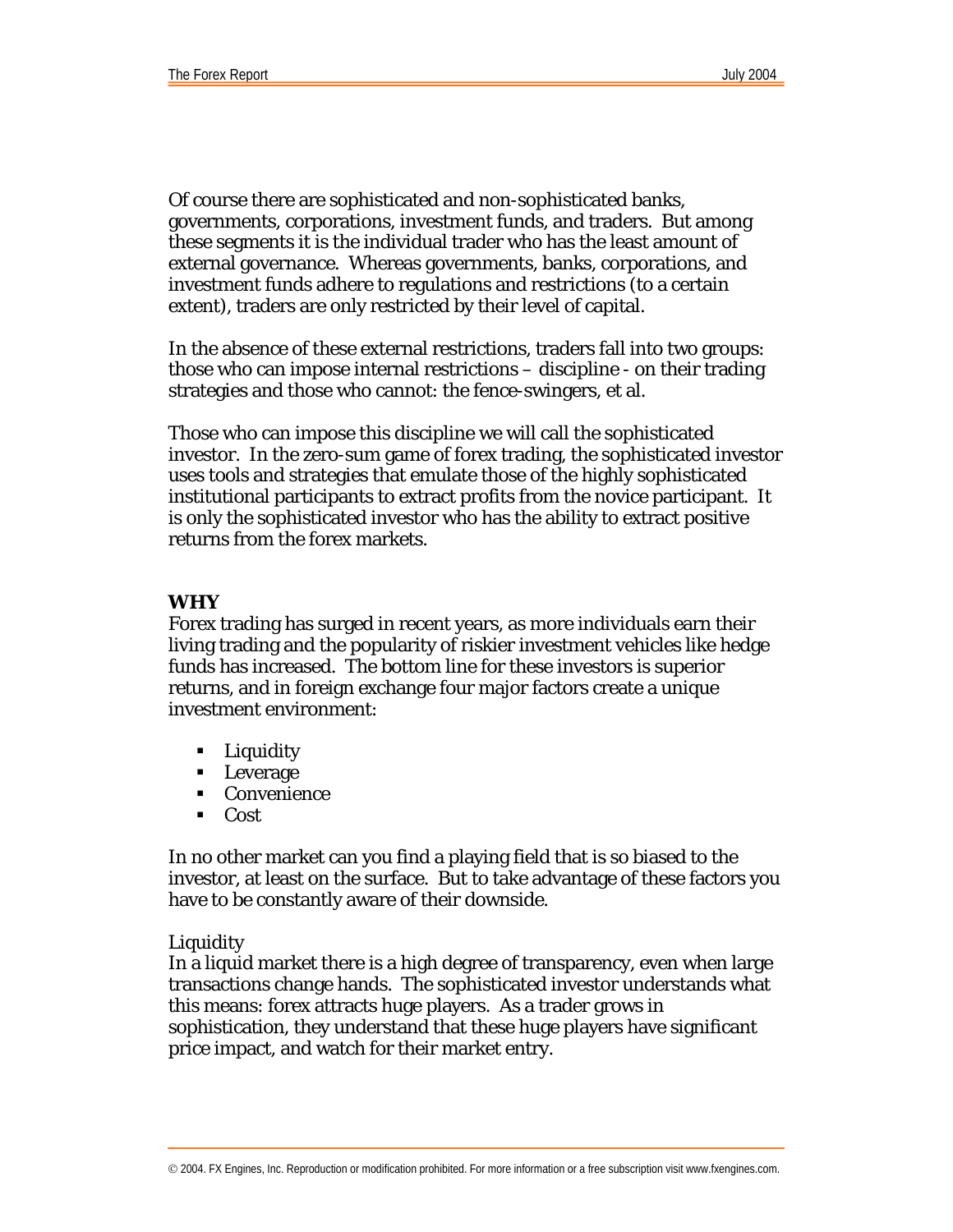Of course there are sophisticated and non-sophisticated banks, governments, corporations, investment funds, and traders. But among these segments it is the individual trader who has the least amount of external governance. Whereas governments, banks, corporations, and investment funds adhere to regulations and restrictions (to a certain extent), traders are only restricted by their level of capital.

In the absence of these external restrictions, traders fall into two groups: those who can impose internal restrictions – discipline - on their trading strategies and those who cannot: the fence-swingers, et al.

Those who can impose this discipline we will call the sophisticated investor. In the zero-sum game of forex trading, the sophisticated investor uses tools and strategies that emulate those of the highly sophisticated institutional participants to extract profits from the novice participant. It is only the sophisticated investor who has the ability to extract positive returns from the forex markets.

### *WHY*

Forex trading has surged in recent years, as more individuals earn their living trading and the popularity of riskier investment vehicles like hedge funds has increased. The bottom line for these investors is superior returns, and in foreign exchange four major factors create a unique investment environment:

- Liquidity
- Leverage
- Convenience
- Cost

In no other market can you find a playing field that is so biased to the investor, at least on the surface. But to take advantage of these factors you have to be constantly aware of their downside.

Liquidity

In a liquid market there is a high degree of transparency, even when large transactions change hands. The sophisticated investor understands what this means: forex attracts huge players. As a trader grows in sophistication, they understand that these huge players have significant price impact, and watch for their market entry.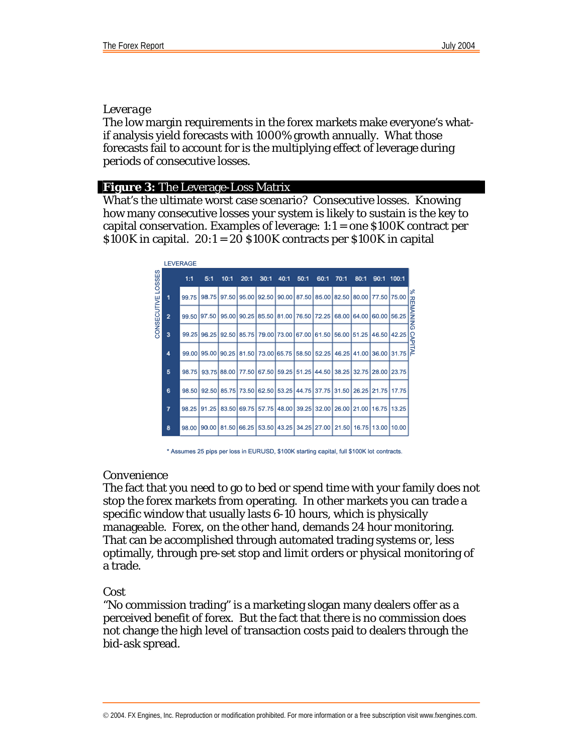*Leverage*

The low margin requirements in the forex markets make everyone's what-if analysis yield forecasts with 1000% growth annually. What those forecasts fail to account for is the multiplying effect of leverage during periods of consecutive losses.

**Figure 3:** The Leverage-Loss Matrix

What's the ultimate worst case scenario? Consecutive losses. Knowing how many consecutive losses your system is likely to sustain is the key to capital conservation. Examples of leverage: 1:1 = one $100K contract per $100K in capital. 20:1 = 20 $100K contracts per $100K in capital

| CONSECUTIVE LOSSES / LEVERAGE | 1:1 | 5:1 | 10:1 | 20:1 | 30:1 | 40:1 | 50:1 | 60:1 | 70:1 | 80:1 | 90:1 | 100:1 |
|---|---|---|---|---|---|---|---|---|---|---|---|---|
| 1 | 99.75 | 98.75 | 97.50 | 95.00 | 92.50 | 90.00 | 87.50 | 85.00 | 82.50 | 80.00 | 77.50 | 75.00 |
| 2 | 99.50 | 97.50 | 95.00 | 90.25 | 85.50 | 81.00 | 76.50 | 72.25 | 68.00 | 64.00 | 60.00 | 56.25 |
| 3 | 99.25 | 96.25 | 92.50 | 85.75 | 79.00 | 73.00 | 67.00 | 61.50 | 56.00 | 51.25 | 46.50 | 42.25 |
| 4 | 99.00 | 95.00 | 90.25 | 81.50 | 73.00 | 65.75 | 58.50 | 52.25 | 46.25 | 41.00 | 36.00 | 31.75 |
| 5 | 98.75 | 93.75 | 88.00 | 77.50 | 67.50 | 59.25 | 51.25 | 44.50 | 38.25 | 32.75 | 28.00 | 23.75 |
| 6 | 98.50 | 92.50 | 85.75 | 73.50 | 62.50 | 53.25 | 44.75 | 37.75 | 31.50 | 26.25 | 21.75 | 17.75 |
| 7 | 98.25 | 91.25 | 83.50 | 69.75 | 57.75 | 48.00 | 39.25 | 32.00 | 26.00 | 21.00 | 16.75 | 13.25 |
| 8 | 98.00 | 90.00 | 81.50 | 66.25 | 53.50 | 43.25 | 34.25 | 27.00 | 21.50 | 16.75 | 13.00 | 10.00 |

% REMAINING CAPITAL

* Assumes 25 pips per loss in EURUSD, $100K starting capital, full $100K lot contracts.

Convenience

The fact that you need to go to bed or spend time with your family does not stop the forex markets from operating. In other markets you can trade a specific window that usually lasts 6-10 hours, which is physically manageable. Forex, on the other hand, demands 24 hour monitoring. That can be accomplished through automated trading systems or, less optimally, through pre-set stop and limit orders or physical monitoring of a trade.

Cost

"No commission trading" is a marketing slogan many dealers offer as a perceived benefit of forex. But the fact that there is no commission does not change the high level of transaction costs paid to dealers through the bid-ask spread.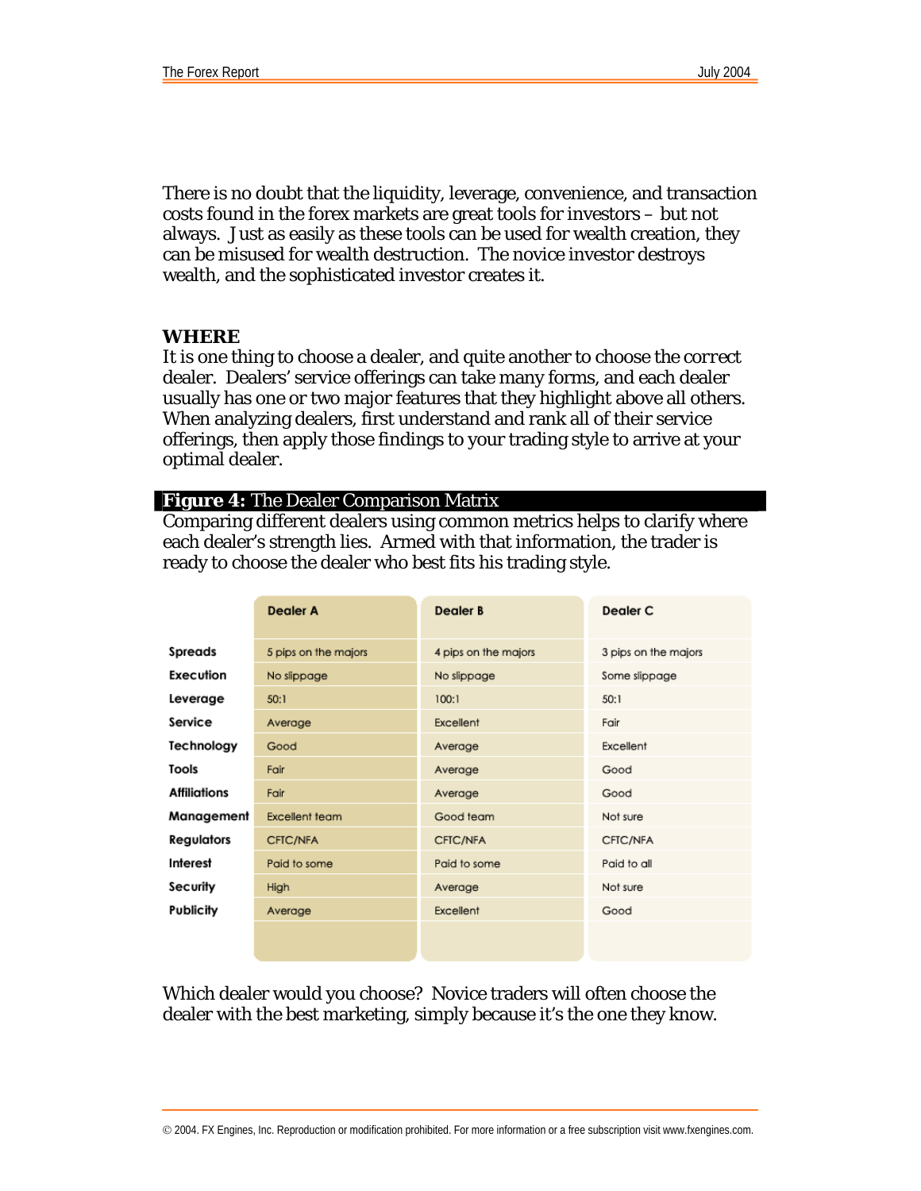There is no doubt that the liquidity, leverage, convenience, and transaction costs found in the forex markets are great tools for investors – but not always. Just as easily as these tools can be used for wealth creation, they can be misused for wealth destruction. The novice investor destroys wealth, and the sophisticated investor creates it.

### *WHERE*

It is one thing to choose a dealer, and quite another to choose the *correct* dealer. Dealers' service offerings can take many forms, and each dealer usually has one or two major features that they highlight above all others. When analyzing dealers, first understand and rank all of their service offerings, then apply those findings to your trading style to arrive at your optimal dealer.

***Figure 4:*** The Dealer Comparison Matrix

Comparing different dealers using common metrics helps to clarify where each dealer's strength lies. Armed with that information, the trader is ready to choose the dealer who best fits his trading style.

| | Dealer A | Dealer B | Dealer C |
|---|---|---|---|
| **Spreads** | 5 pips on the majors | 4 pips on the majors | 3 pips on the majors |
| **Execution** | No slippage | No slippage | Some slippage |
| **Leverage** | 50:1 | 100:1 | 50:1 |
| **Service** | Average | Excellent | Fair |
| **Technology** | Good | Average | Excellent |
| **Tools** | Fair | Average | Good |
| **Affiliations** | Fair | Average | Good |
| **Management** | Excellent team | Good team | Not sure |
| **Regulators** | CFTC/NFA | CFTC/NFA | CFTC/NFA |
| **Interest** | Paid to some | Paid to some | Paid to all |
| **Security** | High | Average | Not sure |
| **Publicity** | Average | Excellent | Good |

Which dealer would you choose? Novice traders will often choose the dealer with the best marketing, simply because it's the one they know.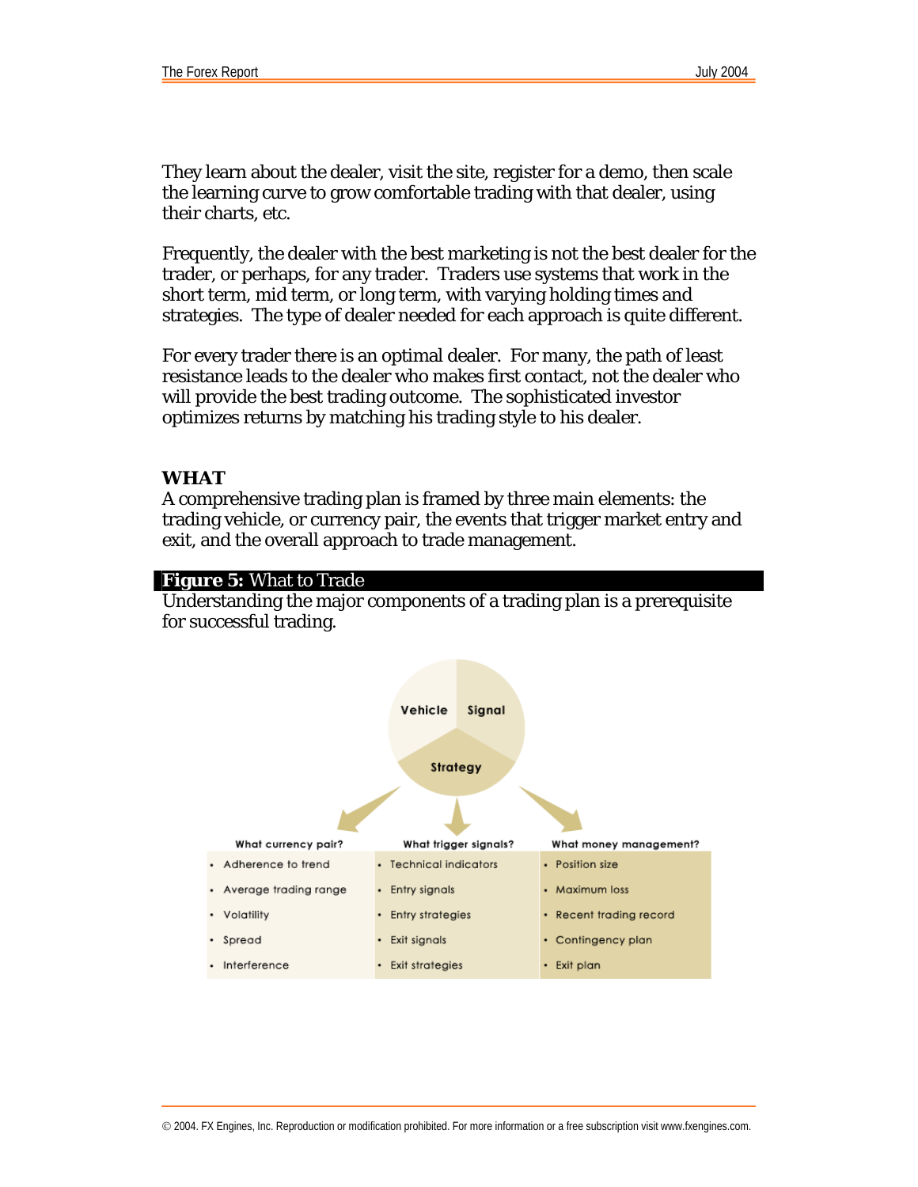They learn about the dealer, visit the site, register for a demo, then scale the learning curve to grow comfortable trading with that dealer, using their charts, etc.

Frequently, the dealer with the best marketing is not the best dealer for the trader, or perhaps, for any trader. Traders use systems that work in the short term, mid term, or long term, with varying holding times and strategies. The type of dealer needed for each approach is quite different.

For every trader there is an optimal dealer. For many, the path of least resistance leads to the dealer who makes first contact, not the dealer who will provide the best trading outcome. The sophisticated investor optimizes returns by matching his trading style to his dealer.

## WHAT

A comprehensive trading plan is framed by three main elements: the trading vehicle, or currency pair, the events that trigger market entry and exit, and the overall approach to trade management.

**Figure 5:** What to Trade

Understanding the major components of a trading plan is a prerequisite for successful trading.

Vehicle | Signal | Strategy

| What currency pair? | What trigger signals? | What money management? |
|---|---|---|
| • Adherence to trend | • Technical indicators | • Position size |
| • Average trading range | • Entry signals | • Maximum loss |
| • Volatility | • Entry strategies | • Recent trading record |
| • Spread | • Exit signals | • Contingency plan |
| • Interference | • Exit strategies | • Exit plan |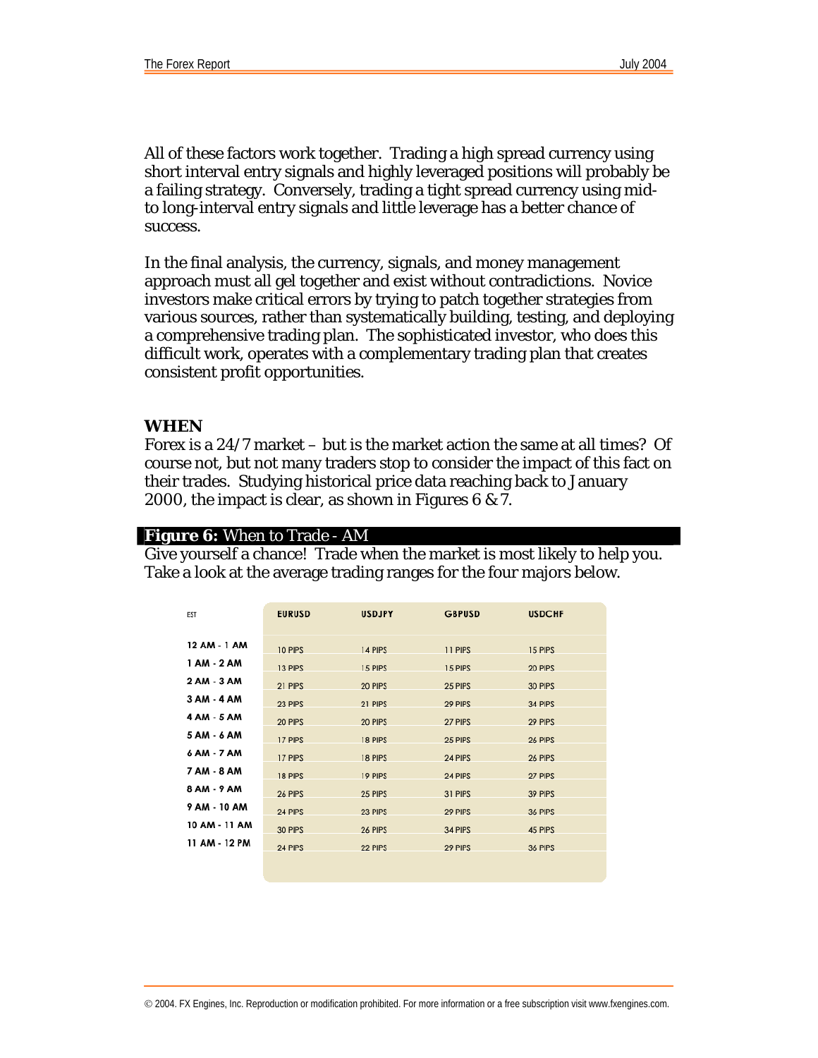All of these factors work together. Trading a high spread currency using short interval entry signals and highly leveraged positions will probably be a failing strategy. Conversely, trading a tight spread currency using mid- to long-interval entry signals and little leverage has a better chance of success.

In the final analysis, the currency, signals, and money management approach must all gel together and exist without contradictions. Novice investors make critical errors by trying to patch together strategies from various sources, rather than systematically building, testing, and deploying a comprehensive trading plan. The sophisticated investor, who does this difficult work, operates with a complementary trading plan that creates consistent profit opportunities.

## WHEN

Forex is a 24/7 market – but is the market action the same at all times? Of course not, but not many traders stop to consider the impact of this fact on their trades. Studying historical price data reaching back to January 2000, the impact is clear, as shown in Figures 6 & 7.

**Figure 6:** When to Trade - AM

Give yourself a chance! Trade when the market is most likely to help you. Take a look at the average trading ranges for the four majors below.

| EST | EURUSD | USDJPY | GBPUSD | USDCHF |
|---|---|---|---|---|
| 12 AM - 1 AM | 10 PIPS | 14 PIPS | 11 PIPS | 15 PIPS |
| 1 AM - 2 AM | 13 PIPS | 15 PIPS | 15 PIPS | 20 PIPS |
| 2 AM - 3 AM | 21 PIPS | 20 PIPS | 25 PIPS | 30 PIPS |
| 3 AM - 4 AM | 23 PIPS | 21 PIPS | 29 PIPS | 34 PIPS |
| 4 AM - 5 AM | 20 PIPS | 20 PIPS | 27 PIPS | 29 PIPS |
| 5 AM - 6 AM | 17 PIPS | 18 PIPS | 25 PIPS | 26 PIPS |
| 6 AM - 7 AM | 17 PIPS | 18 PIPS | 24 PIPS | 26 PIPS |
| 7 AM - 8 AM | 18 PIPS | 19 PIPS | 24 PIPS | 27 PIPS |
| 8 AM - 9 AM | 26 PIPS | 25 PIPS | 31 PIPS | 39 PIPS |
| 9 AM - 10 AM | 24 PIPS | 23 PIPS | 29 PIPS | 36 PIPS |
| 10 AM - 11 AM | 30 PIPS | 26 PIPS | 34 PIPS | 45 PIPS |
| 11 AM - 12 PM | 24 PIPS | 22 PIPS | 29 PIPS | 36 PIPS |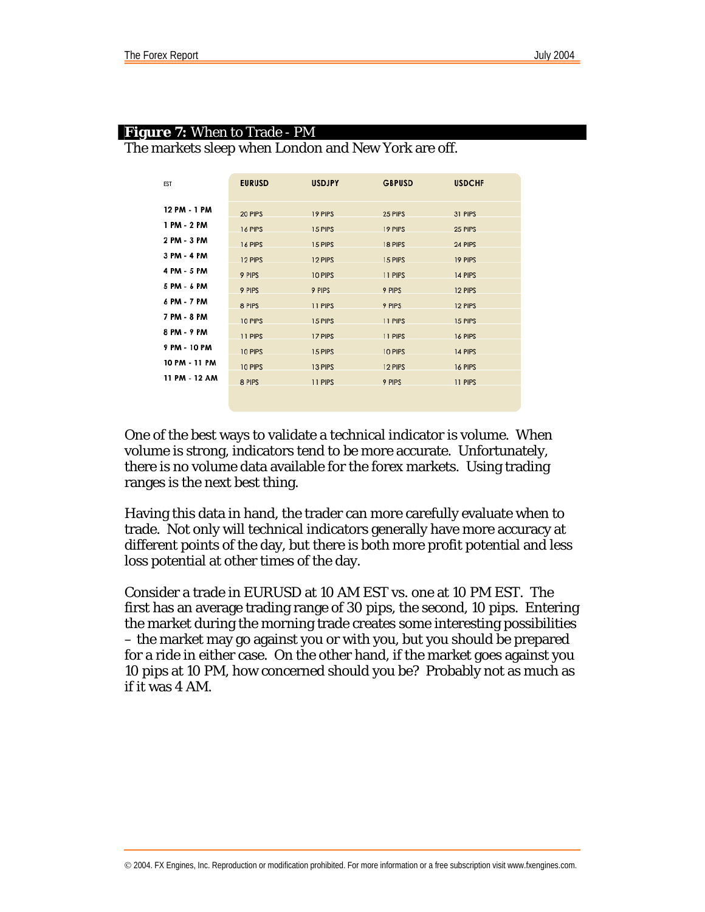**Figure 7:** When to Trade - PM

The markets sleep when London and New York are off.

| EST | EURUSD | USDJPY | GBPUSD | USDCHF |
|---|---|---|---|---|
| 12 PM - 1 PM | 20 PIPS | 19 PIPS | 25 PIPS | 31 PIPS |
| 1 PM - 2 PM | 16 PIPS | 15 PIPS | 19 PIPS | 25 PIPS |
| 2 PM - 3 PM | 16 PIPS | 15 PIPS | 18 PIPS | 24 PIPS |
| 3 PM - 4 PM | 12 PIPS | 12 PIPS | 15 PIPS | 19 PIPS |
| 4 PM - 5 PM | 9 PIPS | 10 PIPS | 11 PIPS | 14 PIPS |
| 5 PM - 6 PM | 9 PIPS | 9 PIPS | 9 PIPS | 12 PIPS |
| 6 PM - 7 PM | 8 PIPS | 11 PIPS | 9 PIPS | 12 PIPS |
| 7 PM - 8 PM | 10 PIPS | 15 PIPS | 11 PIPS | 15 PIPS |
| 8 PM - 9 PM | 11 PIPS | 17 PIPS | 11 PIPS | 16 PIPS |
| 9 PM - 10 PM | 10 PIPS | 15 PIPS | 10 PIPS | 14 PIPS |
| 10 PM - 11 PM | 10 PIPS | 13 PIPS | 12 PIPS | 16 PIPS |
| 11 PM - 12 AM | 8 PIPS | 11 PIPS | 9 PIPS | 11 PIPS |

One of the best ways to validate a technical indicator is volume. When volume is strong, indicators tend to be more accurate. Unfortunately, there is no volume data available for the forex markets. Using trading ranges is the next best thing.

Having this data in hand, the trader can more carefully evaluate when to trade. Not only will technical indicators generally have more accuracy at different points of the day, but there is both more profit potential and less loss potential at other times of the day.

Consider a trade in EURUSD at 10 AM EST vs. one at 10 PM EST. The first has an average trading range of 30 pips, the second, 10 pips. Entering the market during the morning trade creates some interesting possibilities – the market may go against you or with you, but you should be prepared for a ride in either case. On the other hand, if the market goes against you 10 pips at 10 PM, how concerned should you be? Probably not as much as if it was 4 AM.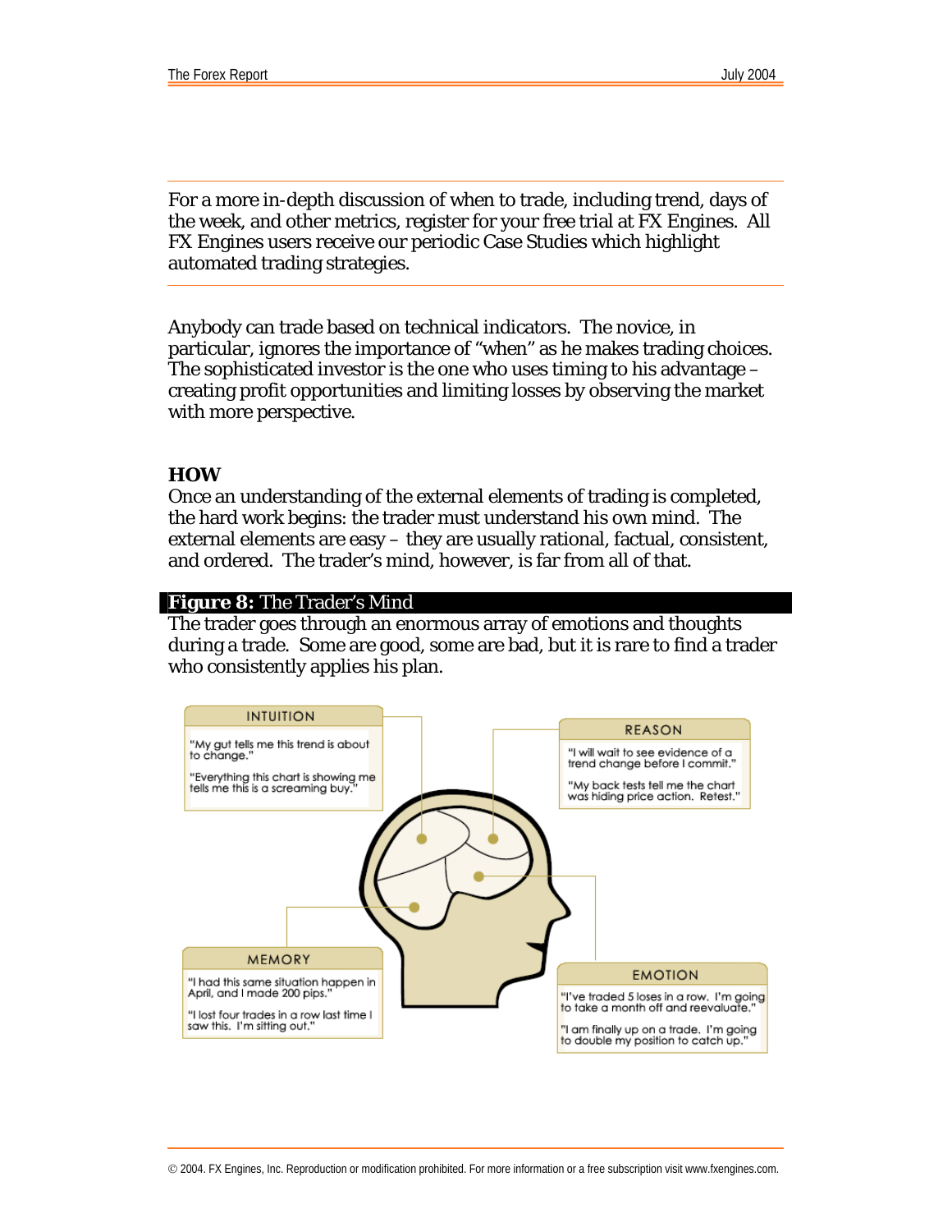For a more in-depth discussion of when to trade, including trend, days of the week, and other metrics, register for your free trial at FX Engines. All FX Engines users receive our periodic Case Studies which highlight automated trading strategies.

---

Anybody can trade based on technical indicators. The novice, in particular, ignores the importance of "when" as he makes trading choices. The sophisticated investor is the one who uses timing to his advantage – creating profit opportunities and limiting losses by observing the market with more perspective.

## HOW

Once an understanding of the external elements of trading is completed, the hard work begins: the trader must understand his own mind. The external elements are easy – they are usually rational, factual, consistent, and ordered. The trader's mind, however, is far from all of that.

**Figure 8:** The Trader's Mind

The trader goes through an enormous array of emotions and thoughts during a trade. Some are good, some are bad, but it is rare to find a trader who consistently applies his plan.

**INTUITION**

"My gut tells me this trend is about to change."

"Everything this chart is showing me tells me this is a screaming buy."

**REASON**

"I will wait to see evidence of a trend change before I commit."

"My back tests tell me the chart was hiding price action. Retest."

**MEMORY**

"I had this same situation happen in April, and I made 200 pips."

"I lost four trades in a row last time I saw this. I'm sitting out."

**EMOTION**

"I've traded 5 loses in a row. I'm going to take a month off and reevaluate."

"I am finally up on a trade. I'm going to double my position to catch up."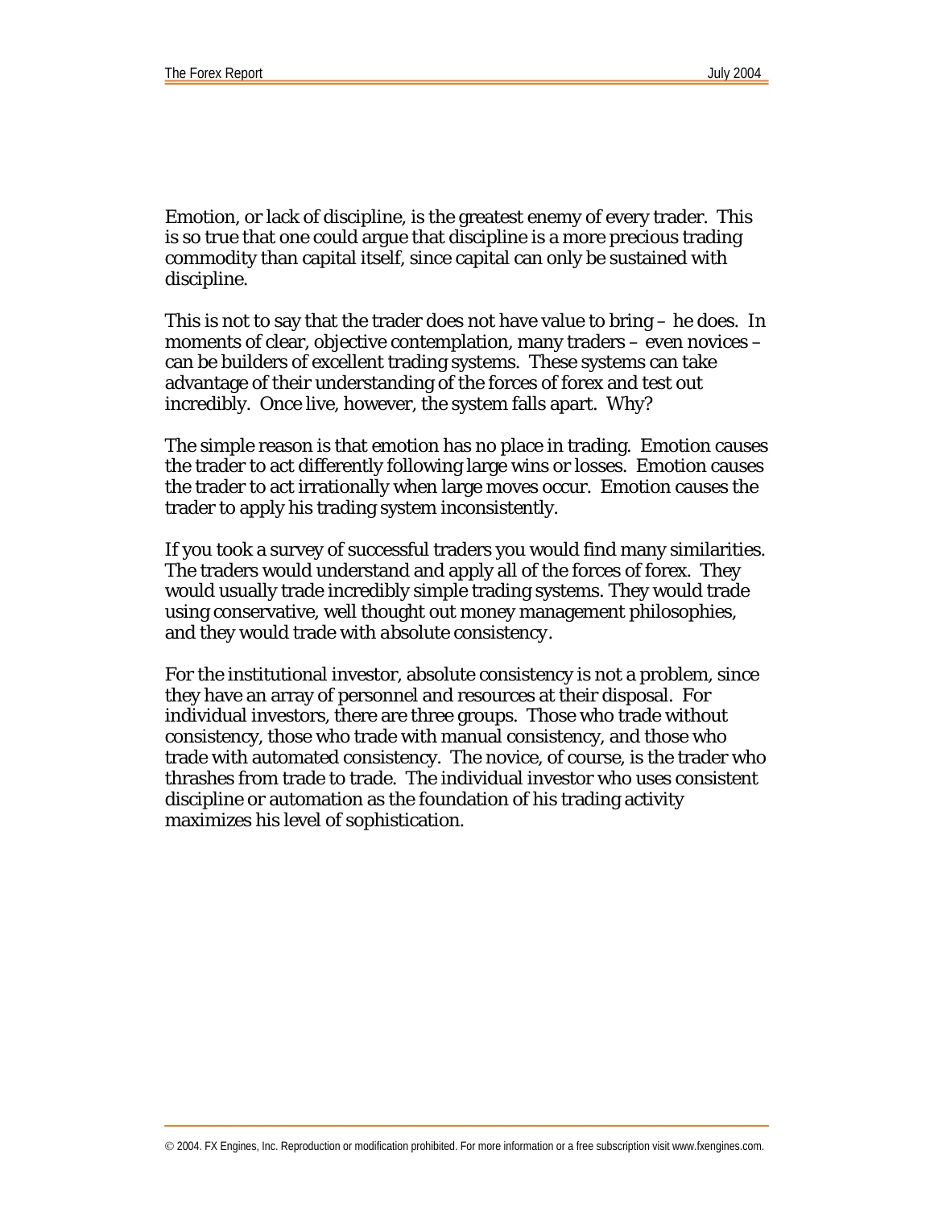Emotion, or lack of discipline, is the greatest enemy of every trader. This is so true that one could argue that discipline is a more precious trading commodity than capital itself, since capital can only be sustained with discipline.

This is not to say that the trader does not have value to bring – he does. In moments of clear, objective contemplation, many traders – even novices – can be builders of excellent trading systems. These systems can take advantage of their understanding of the forces of forex and test out incredibly. Once live, however, the system falls apart. Why?

The simple reason is that emotion has no place in trading. Emotion causes the trader to act differently following large wins or losses. Emotion causes the trader to act irrationally when large moves occur. Emotion causes the trader to apply his trading system inconsistently.

If you took a survey of successful traders you would find many similarities. The traders would understand and apply all of the forces of forex. They would usually trade incredibly simple trading systems. They would trade using conservative, well thought out money management philosophies, and they would trade with *absolute consistency*.

For the institutional investor, absolute consistency is not a problem, since they have an array of personnel and resources at their disposal. For individual investors, there are three groups. Those who trade without consistency, those who trade with manual consistency, and those who trade with automated consistency. The novice, of course, is the trader who thrashes from trade to trade. The individual investor who uses consistent discipline or automation as the foundation of his trading activity maximizes his level of sophistication.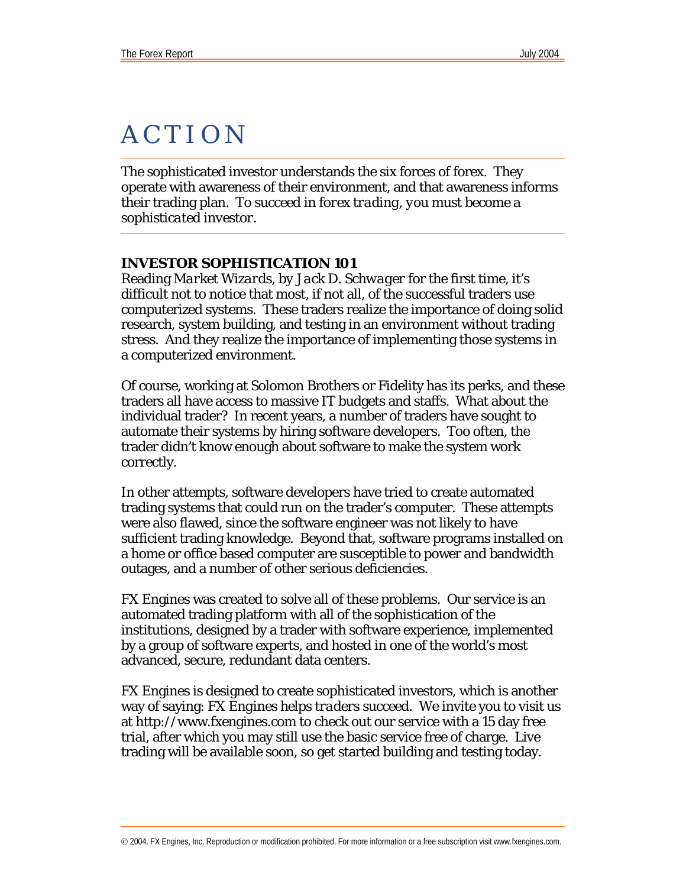# ACTION

The sophisticated investor understands the six forces of forex. They operate with awareness of their environment, and that awareness informs their trading plan. *To succeed in forex trading, you must become a sophisticated investor.*

## INVESTOR SOPHISTICATION 101

Reading *Market Wizards*, by *Jack D. Schwager* for the first time, it's difficult not to notice that most, if not all, of the successful traders use computerized systems. These traders realize the importance of doing solid research, system building, and testing in an environment without trading stress. And they realize the importance of implementing those systems in a computerized environment.

Of course, working at Solomon Brothers or Fidelity has its perks, and these traders all have access to massive IT budgets and staffs. What about the individual trader? In recent years, a number of traders have sought to automate their systems by hiring software developers. Too often, the trader didn't know enough about software to make the system work correctly.

In other attempts, software developers have tried to create automated trading systems that could run on the trader's computer. These attempts were also flawed, since the software engineer was not likely to have sufficient trading knowledge. Beyond that, software programs installed on a home or office based computer are susceptible to power and bandwidth outages, and a number of other serious deficiencies.

FX Engines was created to solve all of these problems. Our service is an automated trading platform with all of the sophistication of the institutions, designed by a trader with software experience, implemented by a group of software experts, and hosted in one of the world's most advanced, secure, redundant data centers.

FX Engines is designed to create sophisticated investors, which is another way of saying: *FX Engines helps traders succeed.* We invite you to visit us at http://www.fxengines.com to check out our service with a 15 day free trial, after which you may still use the basic service free of charge. Live trading will be available soon, so get started building and testing today.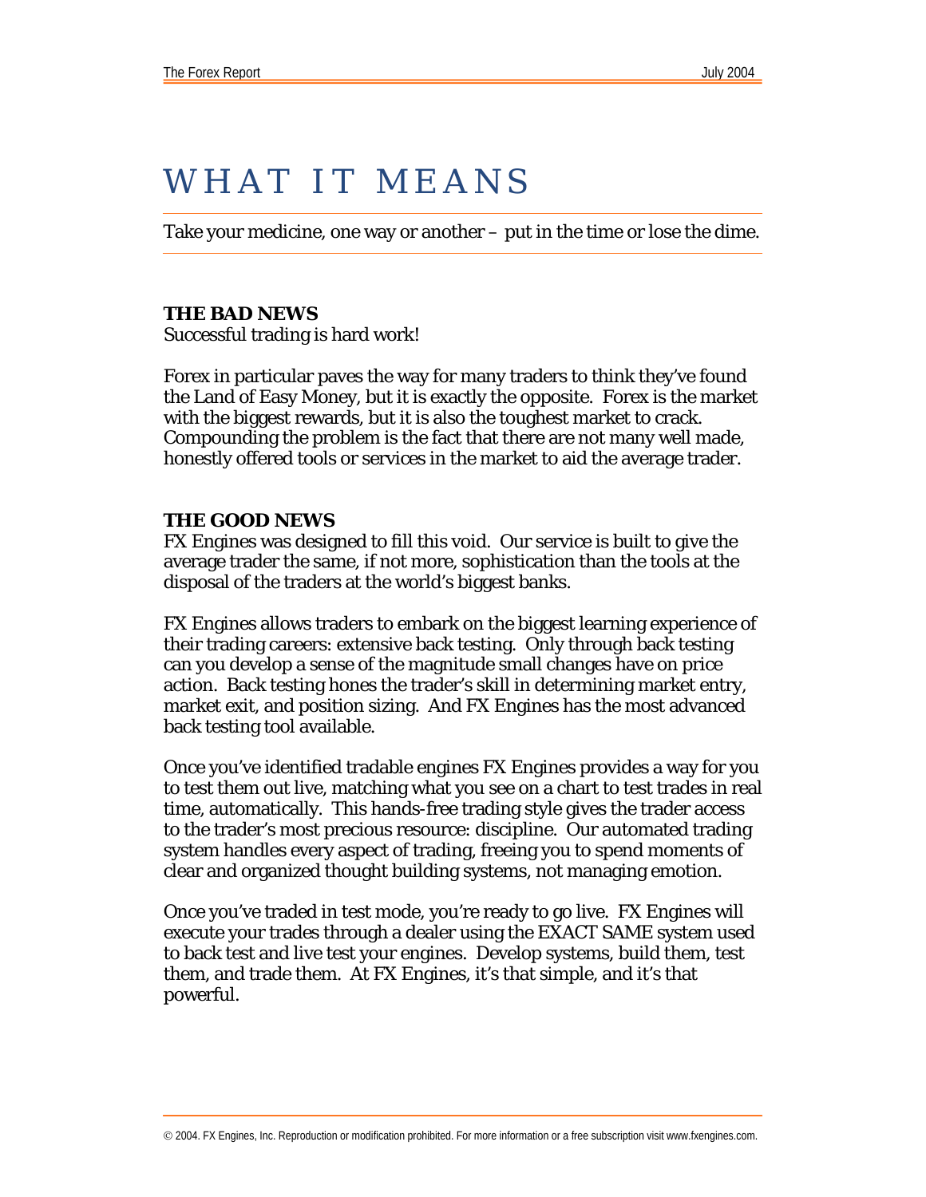# WHAT IT MEANS

Take your medicine, one way or another – put in the time or lose the dime.

**THE BAD NEWS**

Successful trading is hard work!

Forex in particular paves the way for many traders to think they've found the Land of Easy Money, but it is exactly the opposite. Forex is the market with the biggest rewards, but it is also the toughest market to crack. Compounding the problem is the fact that there are not many well made, honestly offered tools or services in the market to aid the average trader.

**THE GOOD NEWS**

FX Engines was designed to fill this void. Our service is built to give the average trader the same, if not more, sophistication than the tools at the disposal of the traders at the world's biggest banks.

FX Engines allows traders to embark on the biggest learning experience of their trading careers: extensive back testing. Only through back testing can you develop a sense of the magnitude small changes have on price action. Back testing hones the trader's skill in determining market entry, market exit, and position sizing. And FX Engines has the most advanced back testing tool available.

Once you've identified tradable engines FX Engines provides a way for you to test them out live, matching what you see on a chart to test trades in real time, automatically. This hands-free trading style gives the trader access to the trader's most precious resource: discipline. Our automated trading system handles every aspect of trading, freeing you to spend moments of clear and organized thought building systems, not managing emotion.

Once you've traded in test mode, you're ready to go live. FX Engines will execute your trades through a dealer using the EXACT SAME system used to back test and live test your engines. Develop systems, build them, test them, and trade them. At FX Engines, it's that simple, and it's that powerful.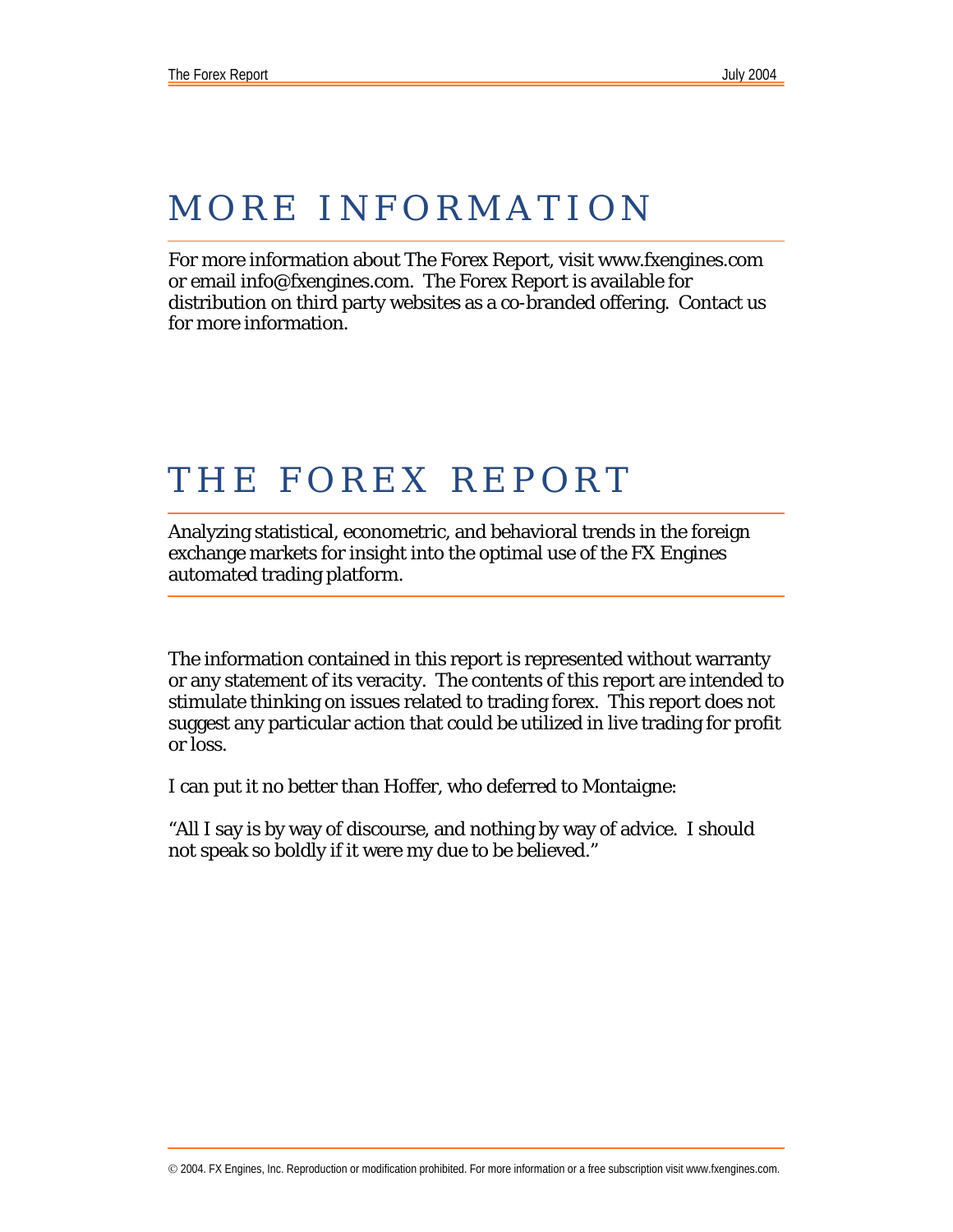# MORE INFORMATION

For more information about The Forex Report, visit www.fxengines.com or email info@fxengines.com. The Forex Report is available for distribution on third party websites as a co-branded offering. Contact us for more information.

# THE FOREX REPORT

Analyzing statistical, econometric, and behavioral trends in the foreign exchange markets for insight into the optimal use of the FX Engines automated trading platform.

The information contained in this report is represented without warranty or any statement of its veracity. The contents of this report are intended to stimulate thinking on issues related to trading forex. This report does not suggest any particular action that could be utilized in live trading for profit or loss.

I can put it no better than Hoffer, who deferred to Montaigne:

"All I say is by way of discourse, and nothing by way of advice. I should not speak so boldly if it were my due to be believed."